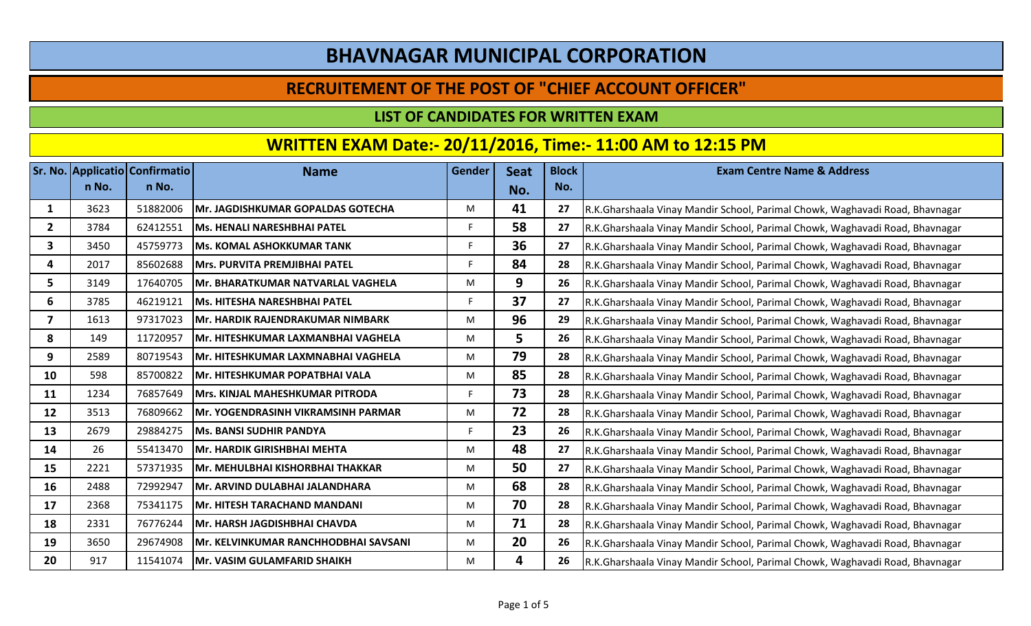# BHAVNAGAR MUNICIPAL CORPORATION

## RECRUITEMENT OF THE POST OF "CHIEF ACCOUNT OFFICER"

### LIST OF CANDIDATES FOR WRITTEN EXAM

### WRITTEN EXAM Date:- 20/11/2016, Time:- 11:00 AM to 12:15 PM

| Sr. No. | Application No. | Confirmation No. | Name | Gender | Seat No. | Block No. | Exam Centre Name & Address |
|---|---|---|---|---|---|---|---|
| 1 | 3623 | 51882006 | Mr. JAGDISHKUMAR GOPALDAS GOTECHA | M | 41 | 27 | R.K.Gharshaala Vinay Mandir School, Parimal Chowk, Waghavadi Road, Bhavnagar |
| 2 | 3784 | 62412551 | Ms. HENALI NARESHBHAI PATEL | F | 58 | 27 | R.K.Gharshaala Vinay Mandir School, Parimal Chowk, Waghavadi Road, Bhavnagar |
| 3 | 3450 | 45759773 | Ms. KOMAL ASHOKKUMAR TANK | F | 36 | 27 | R.K.Gharshaala Vinay Mandir School, Parimal Chowk, Waghavadi Road, Bhavnagar |
| 4 | 2017 | 85602688 | Mrs. PURVITA PREMJIBHAI PATEL | F | 84 | 28 | R.K.Gharshaala Vinay Mandir School, Parimal Chowk, Waghavadi Road, Bhavnagar |
| 5 | 3149 | 17640705 | Mr. BHARATKUMAR NATVARLAL VAGHELA | M | 9 | 26 | R.K.Gharshaala Vinay Mandir School, Parimal Chowk, Waghavadi Road, Bhavnagar |
| 6 | 3785 | 46219121 | Ms. HITESHA NARESHBHAI PATEL | F | 37 | 27 | R.K.Gharshaala Vinay Mandir School, Parimal Chowk, Waghavadi Road, Bhavnagar |
| 7 | 1613 | 97317023 | Mr. HARDIK RAJENDRAKUMAR NIMBARK | M | 96 | 29 | R.K.Gharshaala Vinay Mandir School, Parimal Chowk, Waghavadi Road, Bhavnagar |
| 8 | 149 | 11720957 | Mr. HITESHKUMAR LAXMANBHAI VAGHELA | M | 5 | 26 | R.K.Gharshaala Vinay Mandir School, Parimal Chowk, Waghavadi Road, Bhavnagar |
| 9 | 2589 | 80719543 | Mr. HITESHKUMAR LAXMNABHAI VAGHELA | M | 79 | 28 | R.K.Gharshaala Vinay Mandir School, Parimal Chowk, Waghavadi Road, Bhavnagar |
| 10 | 598 | 85700822 | Mr. HITESHKUMAR POPATBHAI VALA | M | 85 | 28 | R.K.Gharshaala Vinay Mandir School, Parimal Chowk, Waghavadi Road, Bhavnagar |
| 11 | 1234 | 76857649 | Mrs. KINJAL MAHESHKUMAR PITRODA | F | 73 | 28 | R.K.Gharshaala Vinay Mandir School, Parimal Chowk, Waghavadi Road, Bhavnagar |
| 12 | 3513 | 76809662 | Mr. YOGENDRASINH VIKRAMSINH PARMAR | M | 72 | 28 | R.K.Gharshaala Vinay Mandir School, Parimal Chowk, Waghavadi Road, Bhavnagar |
| 13 | 2679 | 29884275 | Ms. BANSI SUDHIR PANDYA | F | 23 | 26 | R.K.Gharshaala Vinay Mandir School, Parimal Chowk, Waghavadi Road, Bhavnagar |
| 14 | 26 | 55413470 | Mr. HARDIK GIRISHBHAI MEHTA | M | 48 | 27 | R.K.Gharshaala Vinay Mandir School, Parimal Chowk, Waghavadi Road, Bhavnagar |
| 15 | 2221 | 57371935 | Mr. MEHULBHAI KISHORBHAI THAKKAR | M | 50 | 27 | R.K.Gharshaala Vinay Mandir School, Parimal Chowk, Waghavadi Road, Bhavnagar |
| 16 | 2488 | 72992947 | Mr. ARVIND DULABHAI JALANDHARA | M | 68 | 28 | R.K.Gharshaala Vinay Mandir School, Parimal Chowk, Waghavadi Road, Bhavnagar |
| 17 | 2368 | 75341175 | Mr. HITESH TARACHAND MANDANI | M | 70 | 28 | R.K.Gharshaala Vinay Mandir School, Parimal Chowk, Waghavadi Road, Bhavnagar |
| 18 | 2331 | 76776244 | Mr. HARSH JAGDISHBHAI CHAVDA | M | 71 | 28 | R.K.Gharshaala Vinay Mandir School, Parimal Chowk, Waghavadi Road, Bhavnagar |
| 19 | 3650 | 29674908 | Mr. KELVINKUMAR RANCHHODBHAI SAVSANI | M | 20 | 26 | R.K.Gharshaala Vinay Mandir School, Parimal Chowk, Waghavadi Road, Bhavnagar |
| 20 | 917 | 11541074 | Mr. VASIM GULAMFARID SHAIKH | M | 4 | 26 | R.K.Gharshaala Vinay Mandir School, Parimal Chowk, Waghavadi Road, Bhavnagar |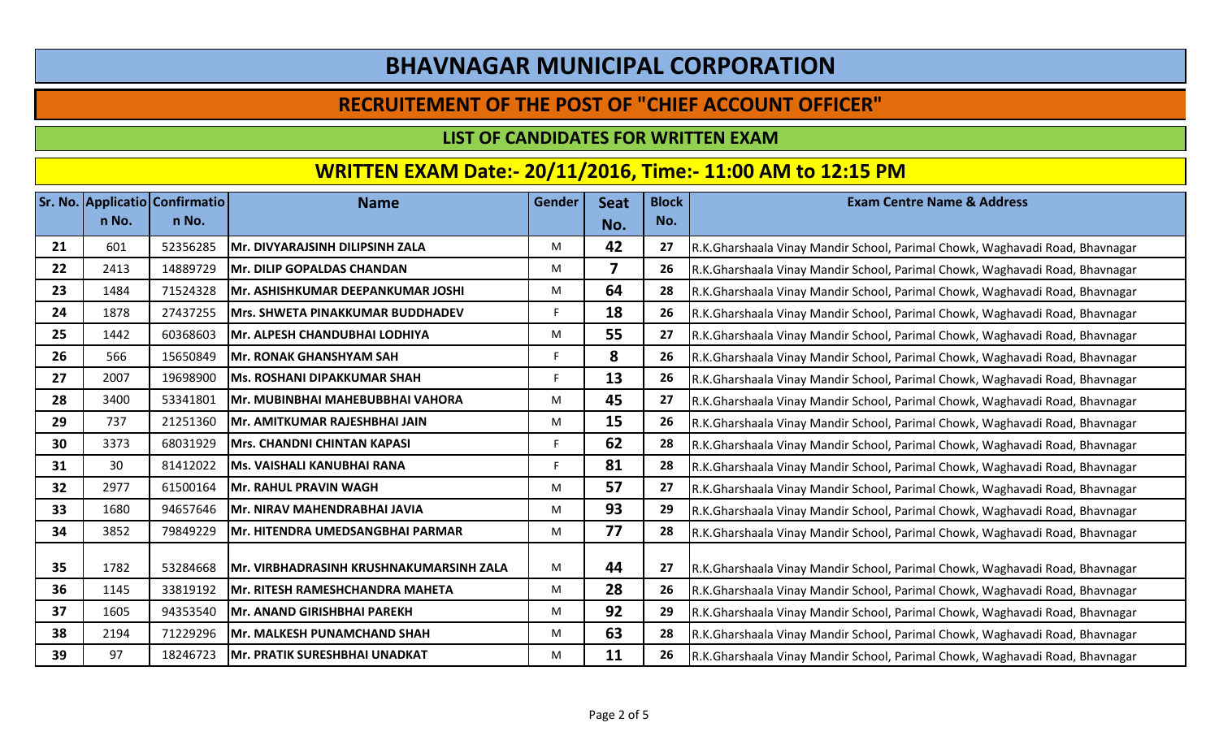# BHAVNAGAR MUNICIPAL CORPORATION

## RECRUITEMENT OF THE POST OF "CHIEF ACCOUNT OFFICER"

### LIST OF CANDIDATES FOR WRITTEN EXAM

### WRITTEN EXAM Date:- 20/11/2016, Time:- 11:00 AM to 12:15 PM

| Sr. No. | Application No. | Confirmation No. | Name | Gender | Seat No. | Block No. | Exam Centre Name & Address |
|---|---|---|---|---|---|---|---|
| 21 | 601 | 52356285 | Mr. DIVYARAJSINH DILIPSINH ZALA | M | 42 | 27 | R.K.Gharshaala Vinay Mandir School, Parimal Chowk, Waghavadi Road, Bhavnagar |
| 22 | 2413 | 14889729 | Mr. DILIP GOPALDAS CHANDAN | M | 7 | 26 | R.K.Gharshaala Vinay Mandir School, Parimal Chowk, Waghavadi Road, Bhavnagar |
| 23 | 1484 | 71524328 | Mr. ASHISHKUMAR DEEPANKUMAR JOSHI | M | 64 | 28 | R.K.Gharshaala Vinay Mandir School, Parimal Chowk, Waghavadi Road, Bhavnagar |
| 24 | 1878 | 27437255 | Mrs. SHWETA PINAKKUMAR BUDDHADEV | F | 18 | 26 | R.K.Gharshaala Vinay Mandir School, Parimal Chowk, Waghavadi Road, Bhavnagar |
| 25 | 1442 | 60368603 | Mr. ALPESH CHANDUBHAI LODHIYA | M | 55 | 27 | R.K.Gharshaala Vinay Mandir School, Parimal Chowk, Waghavadi Road, Bhavnagar |
| 26 | 566 | 15650849 | Mr. RONAK GHANSHYAM SAH | F | 8 | 26 | R.K.Gharshaala Vinay Mandir School, Parimal Chowk, Waghavadi Road, Bhavnagar |
| 27 | 2007 | 19698900 | Ms. ROSHANI DIPAKKUMAR SHAH | F | 13 | 26 | R.K.Gharshaala Vinay Mandir School, Parimal Chowk, Waghavadi Road, Bhavnagar |
| 28 | 3400 | 53341801 | Mr. MUBINBHAI MAHEBUBBHAI VAHORA | M | 45 | 27 | R.K.Gharshaala Vinay Mandir School, Parimal Chowk, Waghavadi Road, Bhavnagar |
| 29 | 737 | 21251360 | Mr. AMITKUMAR RAJESHBHAI JAIN | M | 15 | 26 | R.K.Gharshaala Vinay Mandir School, Parimal Chowk, Waghavadi Road, Bhavnagar |
| 30 | 3373 | 68031929 | Mrs. CHANDNI CHINTAN KAPASI | F | 62 | 28 | R.K.Gharshaala Vinay Mandir School, Parimal Chowk, Waghavadi Road, Bhavnagar |
| 31 | 30 | 81412022 | Ms. VAISHALI KANUBHAI RANA | F | 81 | 28 | R.K.Gharshaala Vinay Mandir School, Parimal Chowk, Waghavadi Road, Bhavnagar |
| 32 | 2977 | 61500164 | Mr. RAHUL PRAVIN WAGH | M | 57 | 27 | R.K.Gharshaala Vinay Mandir School, Parimal Chowk, Waghavadi Road, Bhavnagar |
| 33 | 1680 | 94657646 | Mr. NIRAV MAHENDRABHAI JAVIA | M | 93 | 29 | R.K.Gharshaala Vinay Mandir School, Parimal Chowk, Waghavadi Road, Bhavnagar |
| 34 | 3852 | 79849229 | Mr. HITENDRA UMEDSANGBHAI PARMAR | M | 77 | 28 | R.K.Gharshaala Vinay Mandir School, Parimal Chowk, Waghavadi Road, Bhavnagar |
| 35 | 1782 | 53284668 | Mr. VIRBHADRASINH KRUSHNAKUMARSINH ZALA | M | 44 | 27 | R.K.Gharshaala Vinay Mandir School, Parimal Chowk, Waghavadi Road, Bhavnagar |
| 36 | 1145 | 33819192 | Mr. RITESH RAMESHCHANDRA MAHETA | M | 28 | 26 | R.K.Gharshaala Vinay Mandir School, Parimal Chowk, Waghavadi Road, Bhavnagar |
| 37 | 1605 | 94353540 | Mr. ANAND GIRISHBHAI PAREKH | M | 92 | 29 | R.K.Gharshaala Vinay Mandir School, Parimal Chowk, Waghavadi Road, Bhavnagar |
| 38 | 2194 | 71229296 | Mr. MALKESH PUNAMCHAND SHAH | M | 63 | 28 | R.K.Gharshaala Vinay Mandir School, Parimal Chowk, Waghavadi Road, Bhavnagar |
| 39 | 97 | 18246723 | Mr. PRATIK SURESHBHAI UNADKAT | M | 11 | 26 | R.K.Gharshaala Vinay Mandir School, Parimal Chowk, Waghavadi Road, Bhavnagar |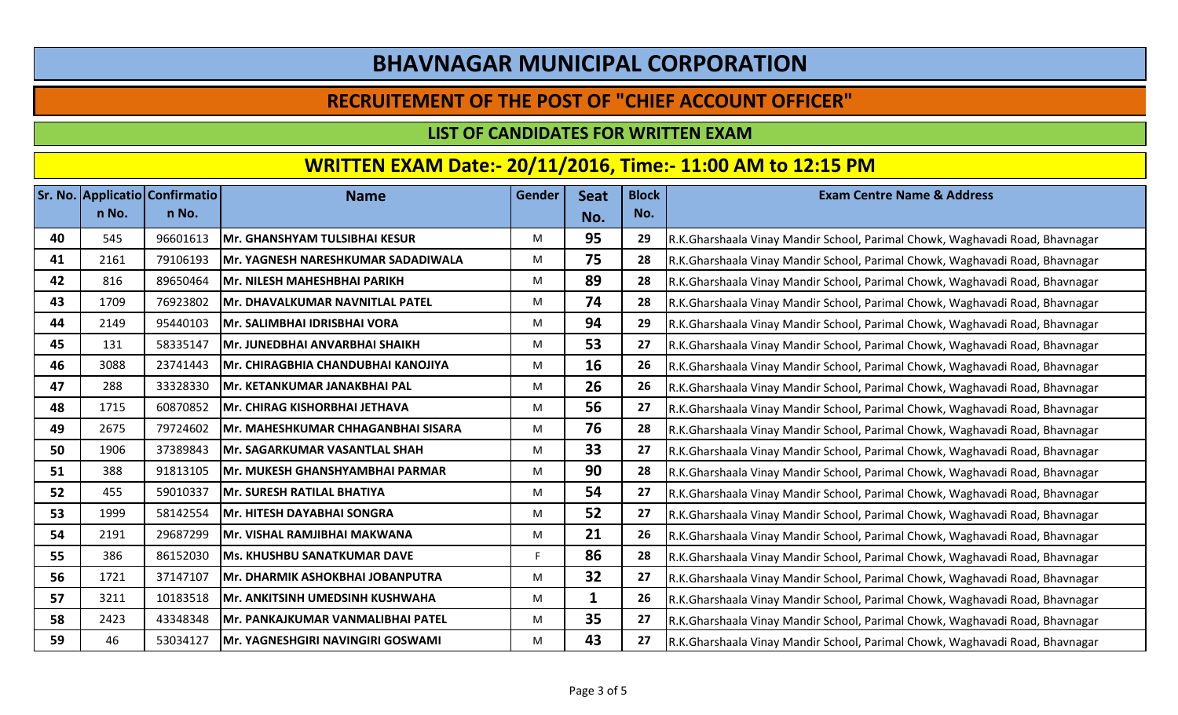# BHAVNAGAR MUNICIPAL CORPORATION

## RECRUITEMENT OF THE POST OF "CHIEF ACCOUNT OFFICER"

### LIST OF CANDIDATES FOR WRITTEN EXAM

### WRITTEN EXAM Date:- 20/11/2016, Time:- 11:00 AM to 12:15 PM

| Sr. No. | Application No. | Confirmation No. | Name | Gender | Seat No. | Block No. | Exam Centre Name & Address |
|---|---|---|---|---|---|---|---|
| 40 | 545 | 96601613 | Mr. GHANSHYAM TULSIBHAI KESUR | M | 95 | 29 | R.K.Gharshaala Vinay Mandir School, Parimal Chowk, Waghavadi Road, Bhavnagar |
| 41 | 2161 | 79106193 | Mr. YAGNESH NARESHKUMAR SADADIWALA | M | 75 | 28 | R.K.Gharshaala Vinay Mandir School, Parimal Chowk, Waghavadi Road, Bhavnagar |
| 42 | 816 | 89650464 | Mr. NILESH MAHESHBHAI PARIKH | M | 89 | 28 | R.K.Gharshaala Vinay Mandir School, Parimal Chowk, Waghavadi Road, Bhavnagar |
| 43 | 1709 | 76923802 | Mr. DHAVALKUMAR NAVNITLAL PATEL | M | 74 | 28 | R.K.Gharshaala Vinay Mandir School, Parimal Chowk, Waghavadi Road, Bhavnagar |
| 44 | 2149 | 95440103 | Mr. SALIMBHAI IDRISBHAI VORA | M | 94 | 29 | R.K.Gharshaala Vinay Mandir School, Parimal Chowk, Waghavadi Road, Bhavnagar |
| 45 | 131 | 58335147 | Mr. JUNEDBHAI ANVARBHAI SHAIKH | M | 53 | 27 | R.K.Gharshaala Vinay Mandir School, Parimal Chowk, Waghavadi Road, Bhavnagar |
| 46 | 3088 | 23741443 | Mr. CHIRAGBHIA CHANDUBHAI KANOJIYA | M | 16 | 26 | R.K.Gharshaala Vinay Mandir School, Parimal Chowk, Waghavadi Road, Bhavnagar |
| 47 | 288 | 33328330 | Mr. KETANKUMAR JANAKBHAI PAL | M | 26 | 26 | R.K.Gharshaala Vinay Mandir School, Parimal Chowk, Waghavadi Road, Bhavnagar |
| 48 | 1715 | 60870852 | Mr. CHIRAG KISHORBHAI JETHAVA | M | 56 | 27 | R.K.Gharshaala Vinay Mandir School, Parimal Chowk, Waghavadi Road, Bhavnagar |
| 49 | 2675 | 79724602 | Mr. MAHESHKUMAR CHHAGANBHAI SISARA | M | 76 | 28 | R.K.Gharshaala Vinay Mandir School, Parimal Chowk, Waghavadi Road, Bhavnagar |
| 50 | 1906 | 37389843 | Mr. SAGARKUMAR VASANTLAL SHAH | M | 33 | 27 | R.K.Gharshaala Vinay Mandir School, Parimal Chowk, Waghavadi Road, Bhavnagar |
| 51 | 388 | 91813105 | Mr. MUKESH GHANSHYAMBHAI PARMAR | M | 90 | 28 | R.K.Gharshaala Vinay Mandir School, Parimal Chowk, Waghavadi Road, Bhavnagar |
| 52 | 455 | 59010337 | Mr. SURESH RATILAL BHATIYA | M | 54 | 27 | R.K.Gharshaala Vinay Mandir School, Parimal Chowk, Waghavadi Road, Bhavnagar |
| 53 | 1999 | 58142554 | Mr. HITESH DAYABHAI SONGRA | M | 52 | 27 | R.K.Gharshaala Vinay Mandir School, Parimal Chowk, Waghavadi Road, Bhavnagar |
| 54 | 2191 | 29687299 | Mr. VISHAL RAMJIBHAI MAKWANA | M | 21 | 26 | R.K.Gharshaala Vinay Mandir School, Parimal Chowk, Waghavadi Road, Bhavnagar |
| 55 | 386 | 86152030 | Ms. KHUSHBU SANATKUMAR DAVE | F | 86 | 28 | R.K.Gharshaala Vinay Mandir School, Parimal Chowk, Waghavadi Road, Bhavnagar |
| 56 | 1721 | 37147107 | Mr. DHARMIK ASHOKBHAI JOBANPUTRA | M | 32 | 27 | R.K.Gharshaala Vinay Mandir School, Parimal Chowk, Waghavadi Road, Bhavnagar |
| 57 | 3211 | 10183518 | Mr. ANKITSINH UMEDSINH KUSHWAHA | M | 1 | 26 | R.K.Gharshaala Vinay Mandir School, Parimal Chowk, Waghavadi Road, Bhavnagar |
| 58 | 2423 | 43348348 | Mr. PANKAJKUMAR VANMALIBHAI PATEL | M | 35 | 27 | R.K.Gharshaala Vinay Mandir School, Parimal Chowk, Waghavadi Road, Bhavnagar |
| 59 | 46 | 53034127 | Mr. YAGNESHGIRI NAVINGIRI GOSWAMI | M | 43 | 27 | R.K.Gharshaala Vinay Mandir School, Parimal Chowk, Waghavadi Road, Bhavnagar |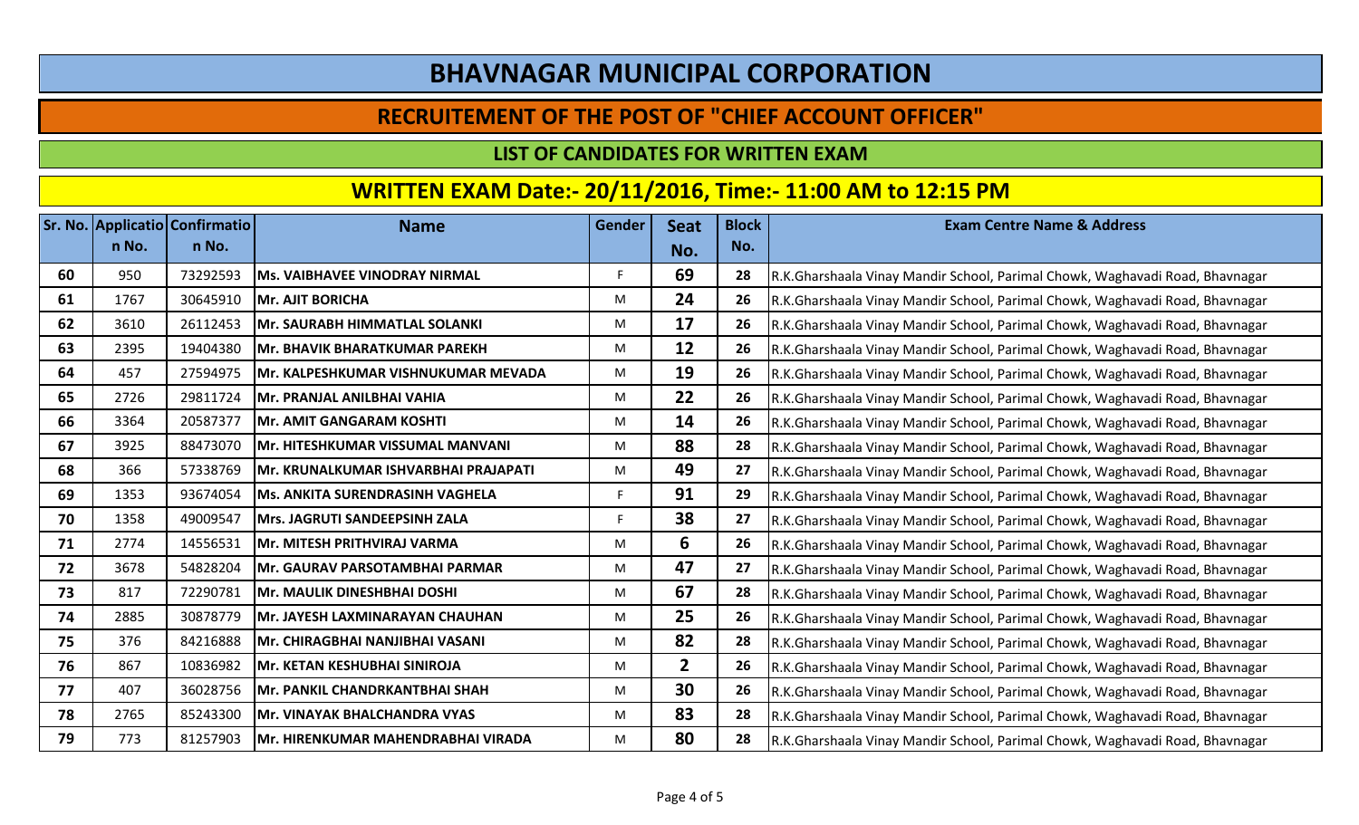# BHAVNAGAR MUNICIPAL CORPORATION

## RECRUITEMENT OF THE POST OF "CHIEF ACCOUNT OFFICER"

### LIST OF CANDIDATES FOR WRITTEN EXAM

### WRITTEN EXAM Date:- 20/11/2016, Time:- 11:00 AM to 12:15 PM

| Sr. No. | Application No. | Confirmation No. | Name | Gender | Seat No. | Block No. | Exam Centre Name & Address |
|---|---|---|---|---|---|---|---|
| 60 | 950 | 73292593 | Ms. VAIBHAVEE VINODRAY NIRMAL | F | 69 | 28 | R.K.Gharshaala Vinay Mandir School, Parimal Chowk, Waghavadi Road, Bhavnagar |
| 61 | 1767 | 30645910 | Mr. AJIT BORICHA | M | 24 | 26 | R.K.Gharshaala Vinay Mandir School, Parimal Chowk, Waghavadi Road, Bhavnagar |
| 62 | 3610 | 26112453 | Mr. SAURABH HIMMATLAL SOLANKI | M | 17 | 26 | R.K.Gharshaala Vinay Mandir School, Parimal Chowk, Waghavadi Road, Bhavnagar |
| 63 | 2395 | 19404380 | Mr. BHAVIK BHARATKUMAR PAREKH | M | 12 | 26 | R.K.Gharshaala Vinay Mandir School, Parimal Chowk, Waghavadi Road, Bhavnagar |
| 64 | 457 | 27594975 | Mr. KALPESHKUMAR VISHNUKUMAR MEVADA | M | 19 | 26 | R.K.Gharshaala Vinay Mandir School, Parimal Chowk, Waghavadi Road, Bhavnagar |
| 65 | 2726 | 29811724 | Mr. PRANJAL ANILBHAI VAHIA | M | 22 | 26 | R.K.Gharshaala Vinay Mandir School, Parimal Chowk, Waghavadi Road, Bhavnagar |
| 66 | 3364 | 20587377 | Mr. AMIT GANGARAM KOSHTI | M | 14 | 26 | R.K.Gharshaala Vinay Mandir School, Parimal Chowk, Waghavadi Road, Bhavnagar |
| 67 | 3925 | 88473070 | Mr. HITESHKUMAR VISSUMAL MANVANI | M | 88 | 28 | R.K.Gharshaala Vinay Mandir School, Parimal Chowk, Waghavadi Road, Bhavnagar |
| 68 | 366 | 57338769 | Mr. KRUNALKUMAR ISHVARBHAI PRAJAPATI | M | 49 | 27 | R.K.Gharshaala Vinay Mandir School, Parimal Chowk, Waghavadi Road, Bhavnagar |
| 69 | 1353 | 93674054 | Ms. ANKITA SURENDRASINH VAGHELA | F | 91 | 29 | R.K.Gharshaala Vinay Mandir School, Parimal Chowk, Waghavadi Road, Bhavnagar |
| 70 | 1358 | 49009547 | Mrs. JAGRUTI SANDEEPSINH ZALA | F | 38 | 27 | R.K.Gharshaala Vinay Mandir School, Parimal Chowk, Waghavadi Road, Bhavnagar |
| 71 | 2774 | 14556531 | Mr. MITESH PRITHVIRAJ VARMA | M | 6 | 26 | R.K.Gharshaala Vinay Mandir School, Parimal Chowk, Waghavadi Road, Bhavnagar |
| 72 | 3678 | 54828204 | Mr. GAURAV PARSOTAMBHAI PARMAR | M | 47 | 27 | R.K.Gharshaala Vinay Mandir School, Parimal Chowk, Waghavadi Road, Bhavnagar |
| 73 | 817 | 72290781 | Mr. MAULIK DINESHBHAI DOSHI | M | 67 | 28 | R.K.Gharshaala Vinay Mandir School, Parimal Chowk, Waghavadi Road, Bhavnagar |
| 74 | 2885 | 30878779 | Mr. JAYESH LAXMINARAYAN CHAUHAN | M | 25 | 26 | R.K.Gharshaala Vinay Mandir School, Parimal Chowk, Waghavadi Road, Bhavnagar |
| 75 | 376 | 84216888 | Mr. CHIRAGBHAI NANJIBHAI VASANI | M | 82 | 28 | R.K.Gharshaala Vinay Mandir School, Parimal Chowk, Waghavadi Road, Bhavnagar |
| 76 | 867 | 10836982 | Mr. KETAN KESHUBHAI SINIROJA | M | 2 | 26 | R.K.Gharshaala Vinay Mandir School, Parimal Chowk, Waghavadi Road, Bhavnagar |
| 77 | 407 | 36028756 | Mr. PANKIL CHANDRKANTBHAI SHAH | M | 30 | 26 | R.K.Gharshaala Vinay Mandir School, Parimal Chowk, Waghavadi Road, Bhavnagar |
| 78 | 2765 | 85243300 | Mr. VINAYAK BHALCHANDRA VYAS | M | 83 | 28 | R.K.Gharshaala Vinay Mandir School, Parimal Chowk, Waghavadi Road, Bhavnagar |
| 79 | 773 | 81257903 | Mr. HIRENKUMAR MAHENDRABHAI VIRADA | M | 80 | 28 | R.K.Gharshaala Vinay Mandir School, Parimal Chowk, Waghavadi Road, Bhavnagar |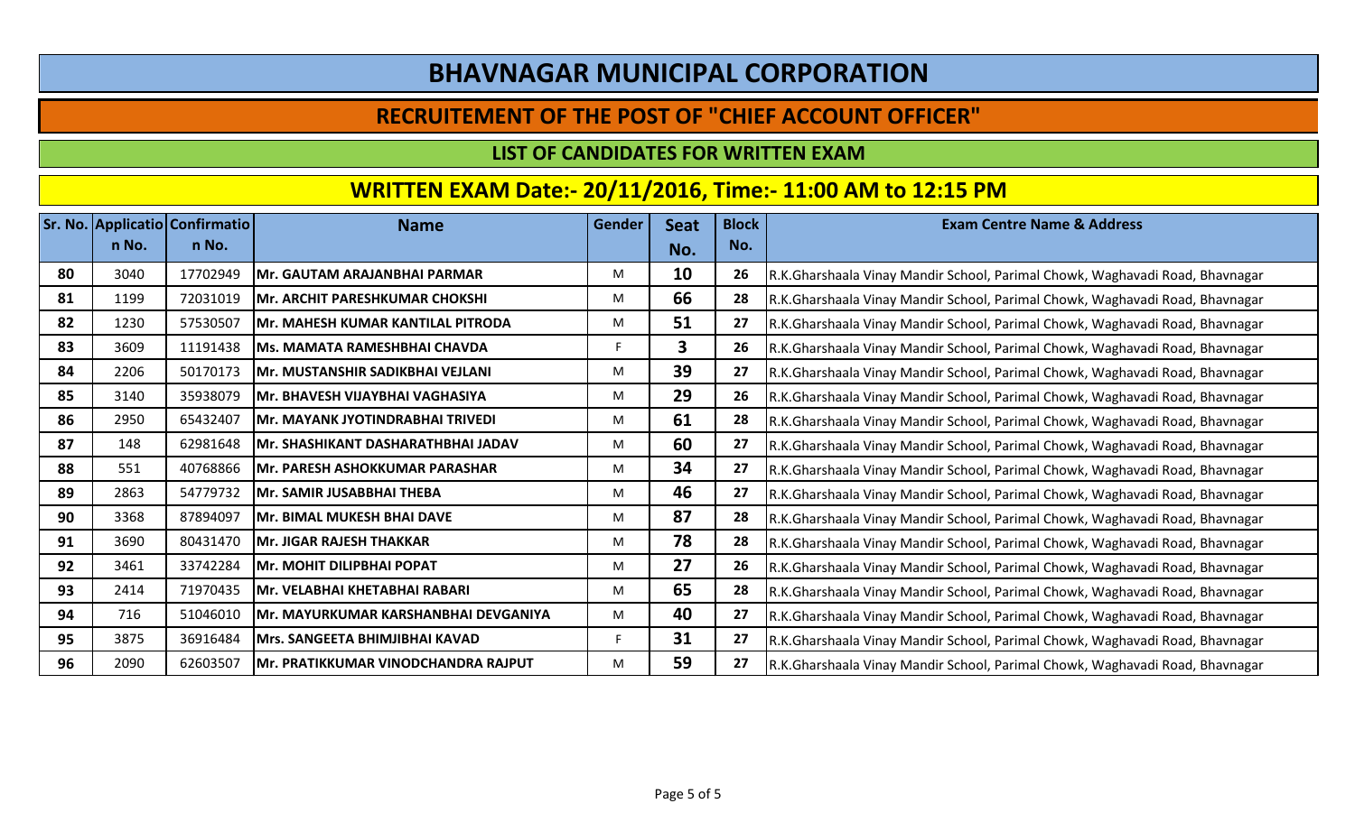# BHAVNAGAR MUNICIPAL CORPORATION

## RECRUITEMENT OF THE POST OF "CHIEF ACCOUNT OFFICER"

### LIST OF CANDIDATES FOR WRITTEN EXAM

### WRITTEN EXAM Date:- 20/11/2016, Time:- 11:00 AM to 12:15 PM

| Sr. No. | Application No. | Confirmation No. | Name | Gender | Seat No. | Block No. | Exam Centre Name & Address |
|---|---|---|---|---|---|---|---|
| 80 | 3040 | 17702949 | Mr. GAUTAM ARAJANBHAI PARMAR | M | 10 | 26 | R.K.Gharshaala Vinay Mandir School, Parimal Chowk, Waghavadi Road, Bhavnagar |
| 81 | 1199 | 72031019 | Mr. ARCHIT PARESHKUMAR CHOKSHI | M | 66 | 28 | R.K.Gharshaala Vinay Mandir School, Parimal Chowk, Waghavadi Road, Bhavnagar |
| 82 | 1230 | 57530507 | Mr. MAHESH KUMAR KANTILAL PITRODA | M | 51 | 27 | R.K.Gharshaala Vinay Mandir School, Parimal Chowk, Waghavadi Road, Bhavnagar |
| 83 | 3609 | 11191438 | Ms. MAMATA RAMESHBHAI CHAVDA | F | 3 | 26 | R.K.Gharshaala Vinay Mandir School, Parimal Chowk, Waghavadi Road, Bhavnagar |
| 84 | 2206 | 50170173 | Mr. MUSTANSHIR SADIKBHAI VEJLANI | M | 39 | 27 | R.K.Gharshaala Vinay Mandir School, Parimal Chowk, Waghavadi Road, Bhavnagar |
| 85 | 3140 | 35938079 | Mr. BHAVESH VIJAYBHAI VAGHASIYA | M | 29 | 26 | R.K.Gharshaala Vinay Mandir School, Parimal Chowk, Waghavadi Road, Bhavnagar |
| 86 | 2950 | 65432407 | Mr. MAYANK JYOTINDRABHAI TRIVEDI | M | 61 | 28 | R.K.Gharshaala Vinay Mandir School, Parimal Chowk, Waghavadi Road, Bhavnagar |
| 87 | 148 | 62981648 | Mr. SHASHIKANT DASHARATHBHAI JADAV | M | 60 | 27 | R.K.Gharshaala Vinay Mandir School, Parimal Chowk, Waghavadi Road, Bhavnagar |
| 88 | 551 | 40768866 | Mr. PARESH ASHOKKUMAR PARASHAR | M | 34 | 27 | R.K.Gharshaala Vinay Mandir School, Parimal Chowk, Waghavadi Road, Bhavnagar |
| 89 | 2863 | 54779732 | Mr. SAMIR JUSABBHAI THEBA | M | 46 | 27 | R.K.Gharshaala Vinay Mandir School, Parimal Chowk, Waghavadi Road, Bhavnagar |
| 90 | 3368 | 87894097 | Mr. BIMAL MUKESH BHAI DAVE | M | 87 | 28 | R.K.Gharshaala Vinay Mandir School, Parimal Chowk, Waghavadi Road, Bhavnagar |
| 91 | 3690 | 80431470 | Mr. JIGAR RAJESH THAKKAR | M | 78 | 28 | R.K.Gharshaala Vinay Mandir School, Parimal Chowk, Waghavadi Road, Bhavnagar |
| 92 | 3461 | 33742284 | Mr. MOHIT DILIPBHAI POPAT | M | 27 | 26 | R.K.Gharshaala Vinay Mandir School, Parimal Chowk, Waghavadi Road, Bhavnagar |
| 93 | 2414 | 71970435 | Mr. VELABHAI KHETABHAI RABARI | M | 65 | 28 | R.K.Gharshaala Vinay Mandir School, Parimal Chowk, Waghavadi Road, Bhavnagar |
| 94 | 716 | 51046010 | Mr. MAYURKUMAR KARSHANBHAI DEVGANIYA | M | 40 | 27 | R.K.Gharshaala Vinay Mandir School, Parimal Chowk, Waghavadi Road, Bhavnagar |
| 95 | 3875 | 36916484 | Mrs. SANGEETA BHIMJIBHAI KAVAD | F | 31 | 27 | R.K.Gharshaala Vinay Mandir School, Parimal Chowk, Waghavadi Road, Bhavnagar |
| 96 | 2090 | 62603507 | Mr. PRATIKKUMAR VINODCHANDRA RAJPUT | M | 59 | 27 | R.K.Gharshaala Vinay Mandir School, Parimal Chowk, Waghavadi Road, Bhavnagar |